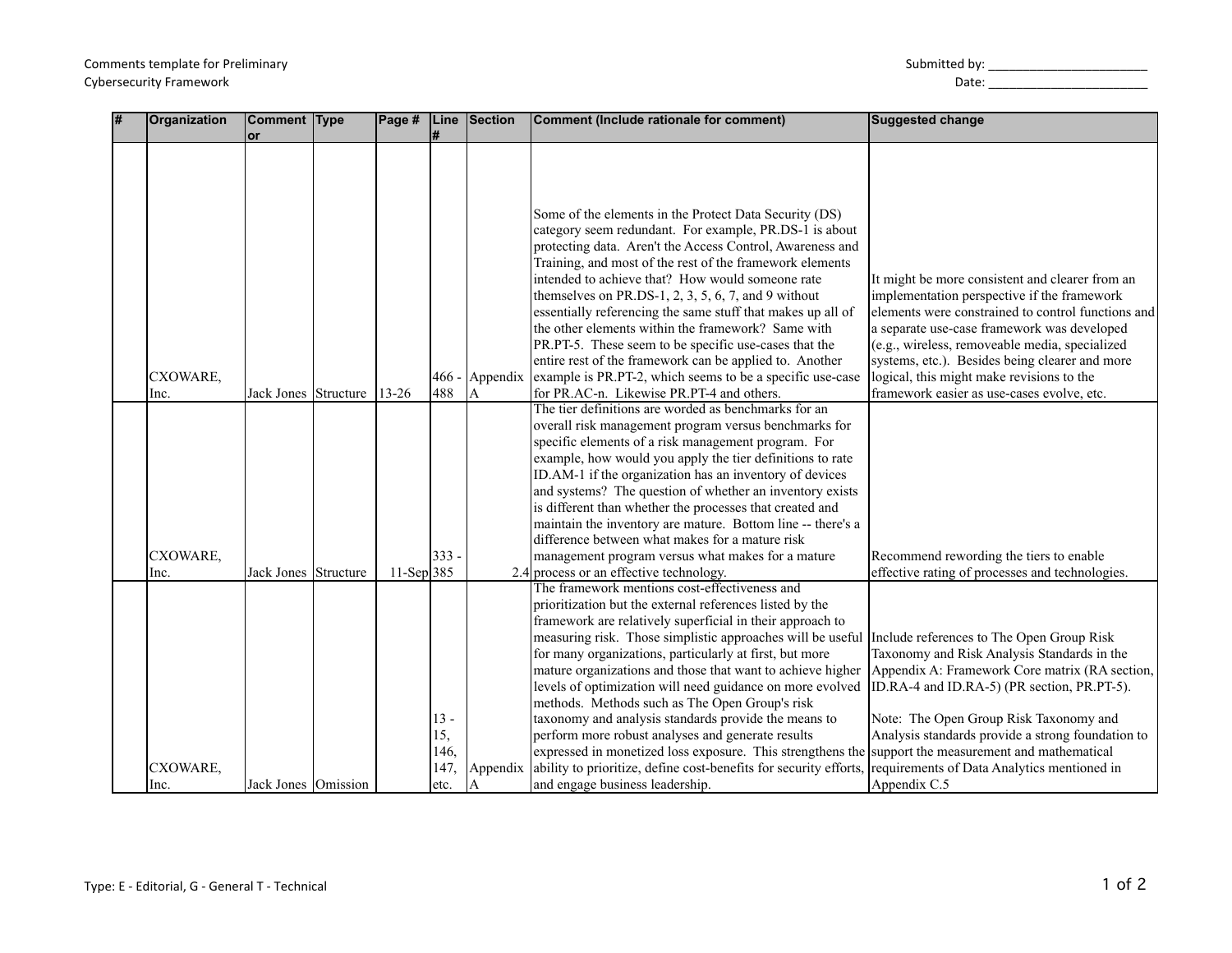Comments template for Preliminary Cybersecurity Framework

Submitted by: ________________________

Date: ________________________

| # | Organization | Commentor | Type | Page # | Line # | Section | Comment (Include rationale for comment) | Suggested change |
|---|---|---|---|---|---|---|---|---|
| | CXOWARE, Inc. | Jack Jones | Structure | 13-26 | 466 - 488 | Appendix A | Some of the elements in the Protect Data Security (DS) category seem redundant. For example, PR.DS-1 is about protecting data. Aren't the Access Control, Awareness and Training, and most of the rest of the framework elements intended to achieve that? How would someone rate themselves on PR.DS-1, 2, 3, 5, 6, 7, and 9 without essentially referencing the same stuff that makes up all of the other elements within the framework? Same with PR.PT-5. These seem to be specific use-cases that the entire rest of the framework can be applied to. Another example is PR.PT-2, which seems to be a specific use-case for PR.AC-n. Likewise PR.PT-4 and others. | It might be more consistent and clearer from an implementation perspective if the framework elements were constrained to control functions and a separate use-case framework was developed (e.g., wireless, removeable media, specialized systems, etc.). Besides being clearer and more logical, this might make revisions to the framework easier as use-cases evolve, etc. |
| | CXOWARE, Inc. | Jack Jones | Structure | 11-Sep | 333 - 385 | 2.4 | The tier definitions are worded as benchmarks for an overall risk management program versus benchmarks for specific elements of a risk management program. For example, how would you apply the tier definitions to rate ID.AM-1 if the organization has an inventory of devices and systems? The question of whether an inventory exists is different than whether the processes that created and maintain the inventory are mature. Bottom line -- there's a difference between what makes for a mature risk management program versus what makes for a mature process or an effective technology. | Recommend rewording the tiers to enable effective rating of processes and technologies. |
| | CXOWARE, Inc. | Jack Jones | Omission | | 13 - 15, 146, 147, etc. | Appendix A | The framework mentions cost-effectiveness and prioritization but the external references listed by the framework are relatively superficial in their approach to measuring risk. Those simplistic approaches will be useful for many organizations, particularly at first, but more mature organizations and those that want to achieve higher levels of optimization will need guidance on more evolved methods. Methods such as The Open Group's risk taxonomy and analysis standards provide the means to perform more robust analyses and generate results expressed in monetized loss exposure. This strengthens the ability to prioritize, define cost-benefits for security efforts, and engage business leadership. | Include references to The Open Group Risk Taxonomy and Risk Analysis Standards in the Appendix A: Framework Core matrix (RA section, ID.RA-4 and ID.RA-5) (PR section, PR.PT-5).<br><br>Note: The Open Group Risk Taxonomy and Analysis standards provide a strong foundation to support the measurement and mathematical requirements of Data Analytics mentioned in Appendix C.5 |

Type: E - Editorial, G - General T - Technical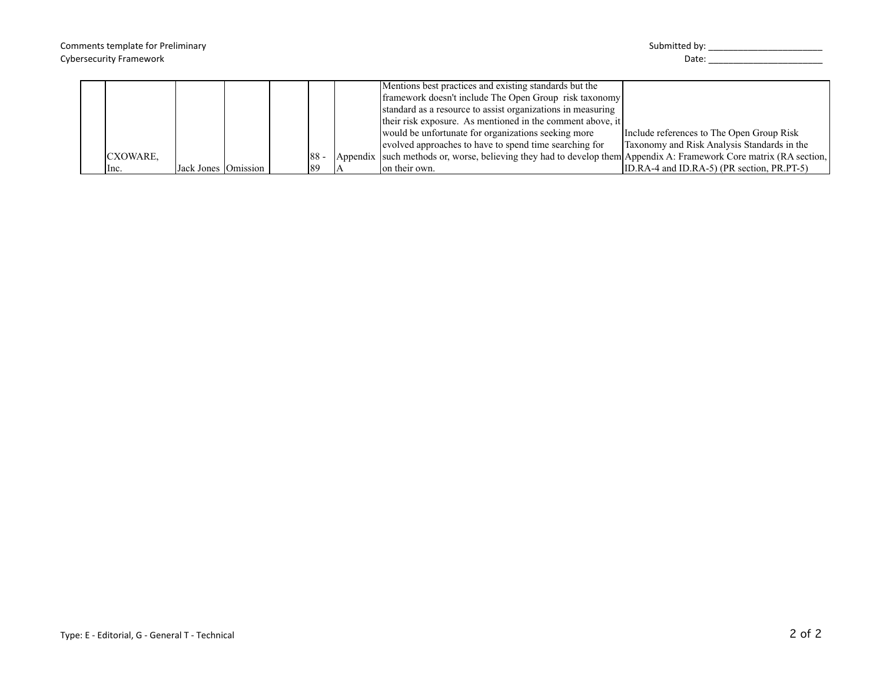| | | | | | | | | |
|---|---|---|---|---|---|---|---|---|
| | CXOWARE, Inc. | Jack Jones | Omission | | 88 - 89 | Appendix A | Mentions best practices and existing standards but the framework doesn't include The Open Group risk taxonomy standard as a resource to assist organizations in measuring their risk exposure. As mentioned in the comment above, it would be unfortunate for organizations seeking more evolved approaches to have to spend time searching for such methods or, worse, believing they had to develop them on their own. | Include references to The Open Group Risk Taxonomy and Risk Analysis Standards in the Appendix A: Framework Core matrix (RA section, ID.RA-4 and ID.RA-5) (PR section, PR.PT-5) |